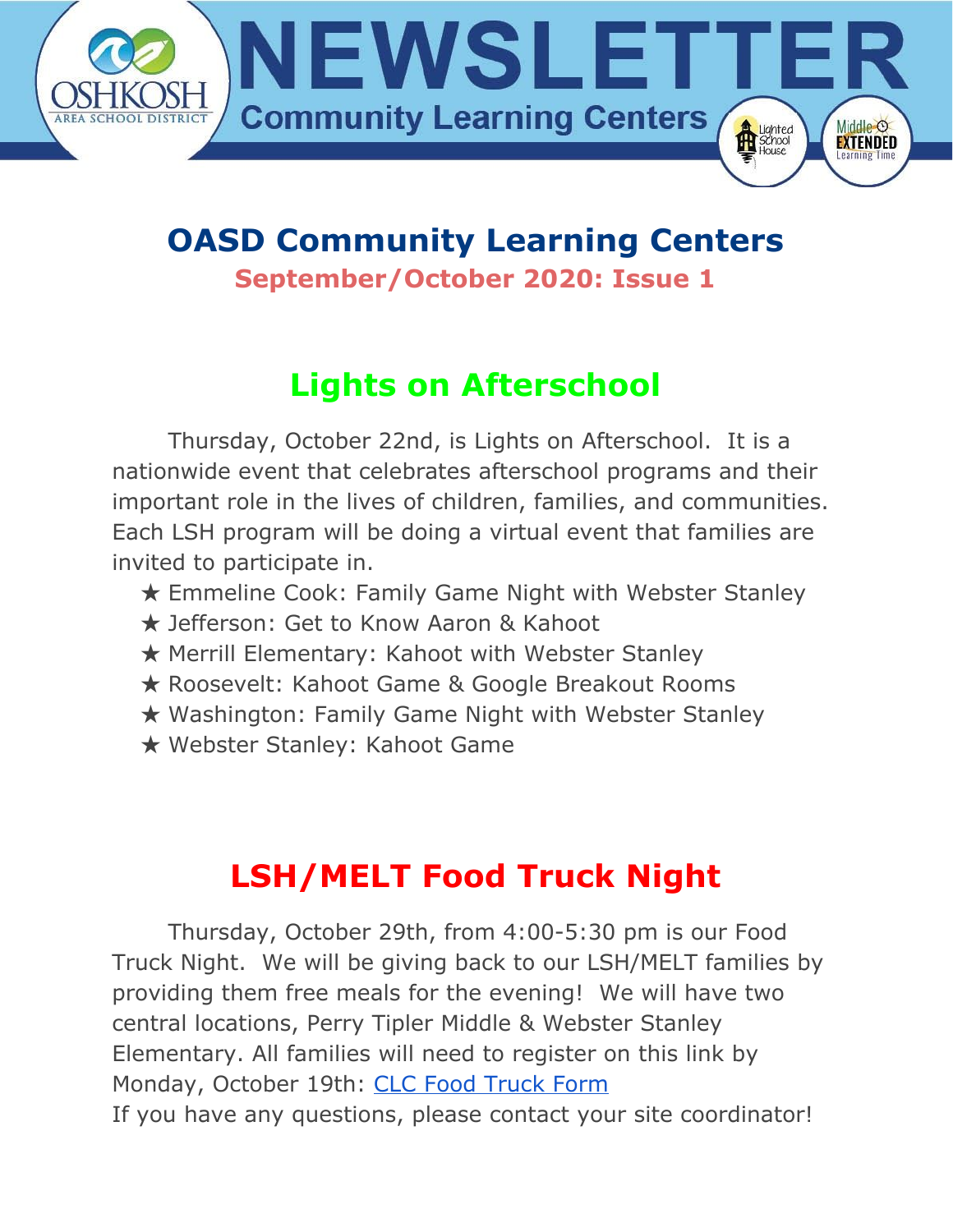# NEWSLETTER

**Community Learning Centers**

## OASD Community Learning Centers

**September/October 2020: Issue 1**

## Lights on Afterschool

Thursday, October 22nd, is Lights on Afterschool. It is a nationwide event that celebrates afterschool programs and their important role in the lives of children, families, and communities. Each LSH program will be doing a virtual event that families are invited to participate in.

- ★ Emmeline Cook: Family Game Night with Webster Stanley
- ★ Jefferson: Get to Know Aaron & Kahoot
- ★ Merrill Elementary: Kahoot with Webster Stanley
- ★ Roosevelt: Kahoot Game & Google Breakout Rooms
- ★ Washington: Family Game Night with Webster Stanley
- ★ Webster Stanley: Kahoot Game

## LSH/MELT Food Truck Night

Thursday, October 29th, from 4:00-5:30 pm is our Food Truck Night. We will be giving back to our LSH/MELT families by providing them free meals for the evening! We will have two central locations, Perry Tipler Middle & Webster Stanley Elementary. All families will need to register on this link by Monday, October 19th: CLC Food Truck Form

If you have any questions, please contact your site coordinator!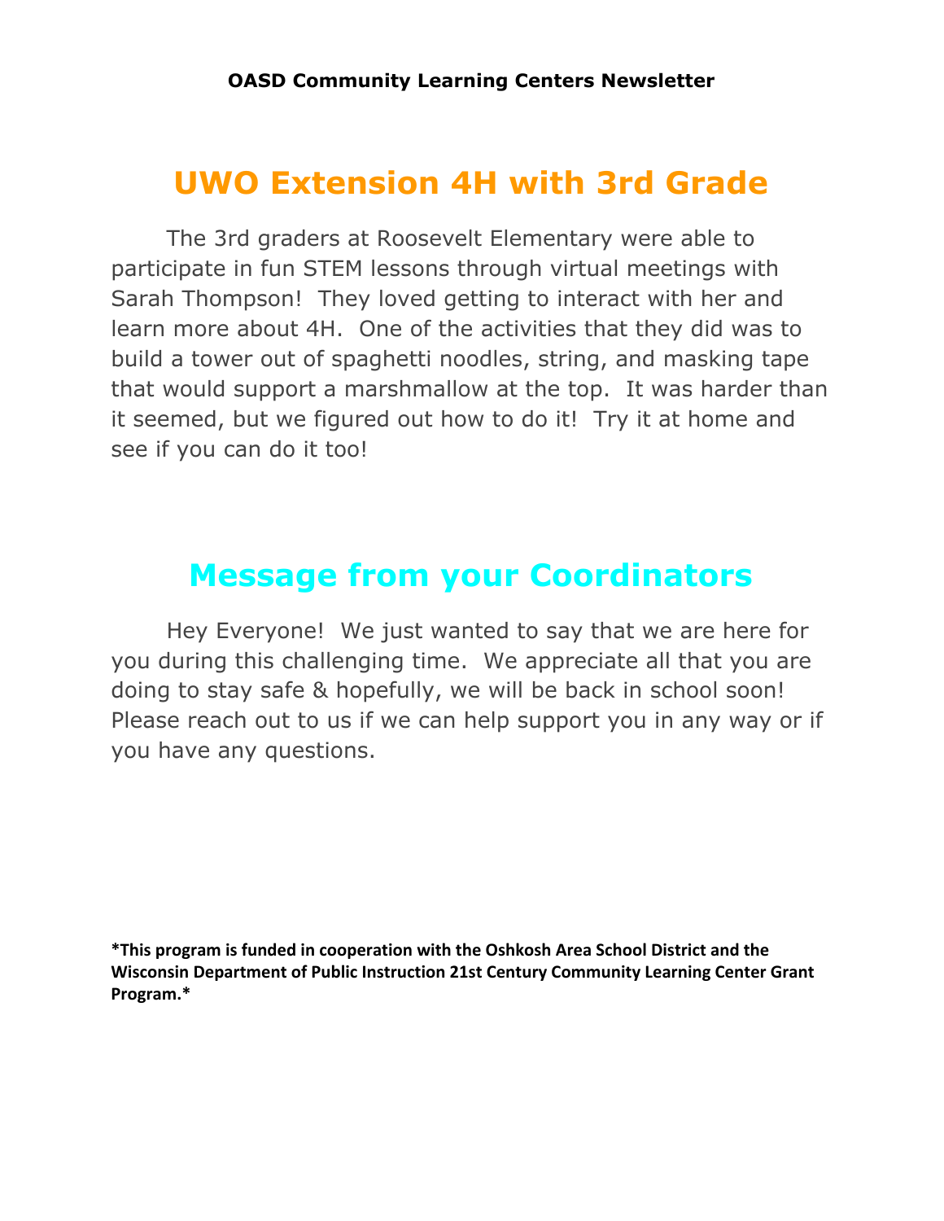## UWO Extension 4H with 3rd Grade

The 3rd graders at Roosevelt Elementary were able to participate in fun STEM lessons through virtual meetings with Sarah Thompson! They loved getting to interact with her and learn more about 4H. One of the activities that they did was to build a tower out of spaghetti noodles, string, and masking tape that would support a marshmallow at the top. It was harder than it seemed, but we figured out how to do it! Try it at home and see if you can do it too!

## Message from your Coordinators

Hey Everyone! We just wanted to say that we are here for you during this challenging time. We appreciate all that you are doing to stay safe & hopefully, we will be back in school soon! Please reach out to us if we can help support you in any way or if you have any questions.

**\*This program is funded in cooperation with the Oshkosh Area School District and the Wisconsin Department of Public Instruction 21st Century Community Learning Center Grant Program.\***